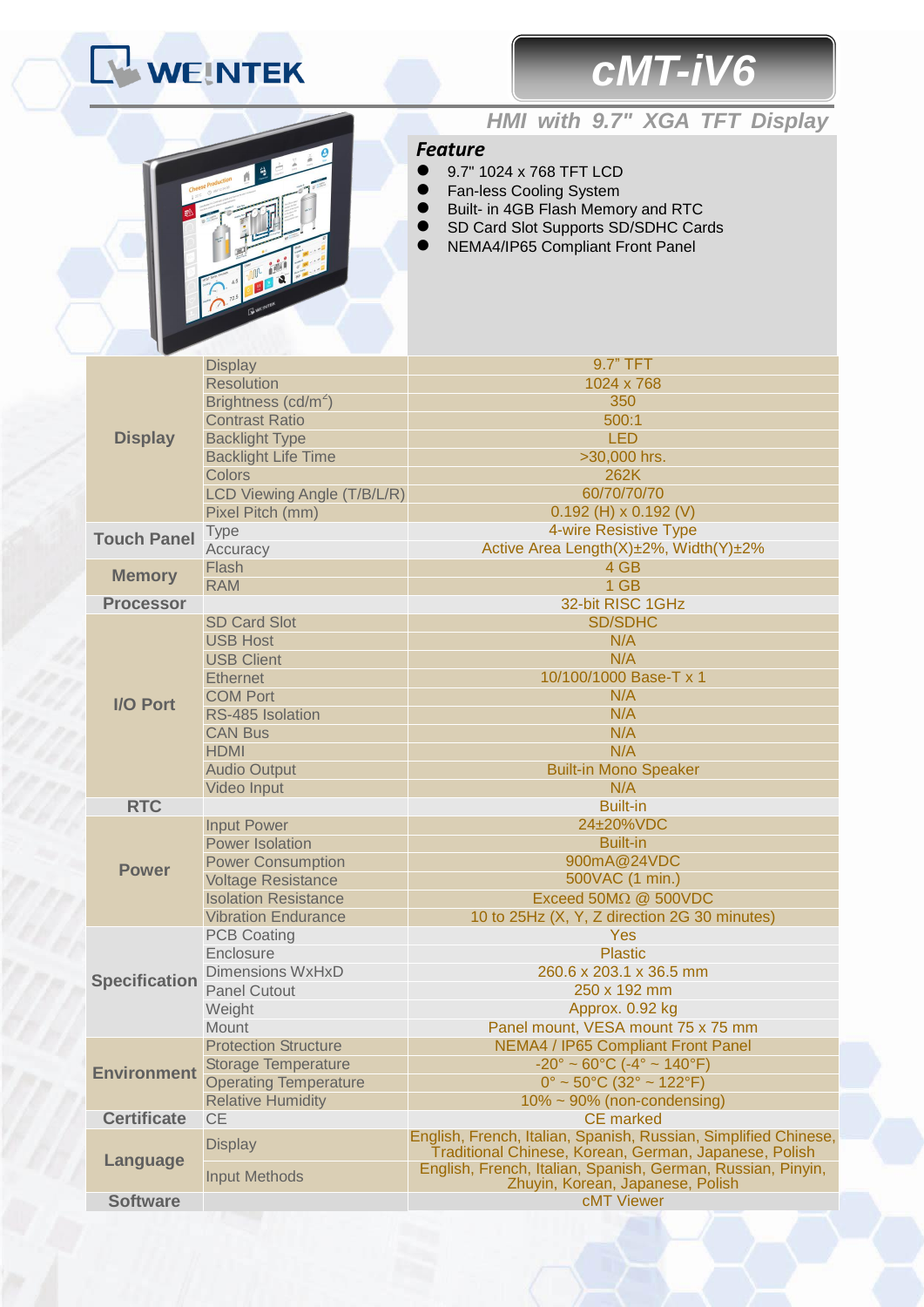# WEINTEK

# cMT-iV6

## HMI with 9.7" XGA TFT Display

### Feature

- 9.7" 1024 x 768 TFT LCD
- Fan-less Cooling System
- Built- in 4GB Flash Memory and RTC
- SD Card Slot Supports SD/SDHC Cards
- NEMA4/IP65 Compliant Front Panel

| Category | Item | Specification |
|---|---|---|
| Display | Display | 9.7" TFT |
| | Resolution | 1024 x 768 |
| | Brightness (cd/m²) | 350 |
| | Contrast Ratio | 500:1 |
| | Backlight Type | LED |
| | Backlight Life Time | >30,000 hrs. |
| | Colors | 262K |
| | LCD Viewing Angle (T/B/L/R) | 60/70/70/70 |
| | Pixel Pitch (mm) | 0.192 (H) x 0.192 (V) |
| Touch Panel | Type | 4-wire Resistive Type |
| | Accuracy | Active Area Length(X)±2%, Width(Y)±2% |
| Memory | Flash | 4 GB |
| | RAM | 1 GB |
| Processor | | 32-bit RISC 1GHz |
| I/O Port | SD Card Slot | SD/SDHC |
| | USB Host | N/A |
| | USB Client | N/A |
| | Ethernet | 10/100/1000 Base-T x 1 |
| | COM Port | N/A |
| | RS-485 Isolation | N/A |
| | CAN Bus | N/A |
| | HDMI | N/A |
| | Audio Output | Built-in Mono Speaker |
| | Video Input | N/A |
| RTC | | Built-in |
| Power | Input Power | 24±20%VDC |
| | Power Isolation | Built-in |
| | Power Consumption | 900mA@24VDC |
| | Voltage Resistance | 500VAC (1 min.) |
| | Isolation Resistance | Exceed 50MΩ @ 500VDC |
| | Vibration Endurance | 10 to 25Hz (X, Y, Z direction 2G 30 minutes) |
| Specification | PCB Coating | Yes |
| | Enclosure | Plastic |
| | Dimensions WxHxD | 260.6 x 203.1 x 36.5 mm |
| | Panel Cutout | 250 x 192 mm |
| | Weight | Approx. 0.92 kg |
| | Mount | Panel mount, VESA mount 75 x 75 mm |
| Environment | Protection Structure | NEMA4 / IP65 Compliant Front Panel |
| | Storage Temperature | -20° ~ 60°C (-4° ~ 140°F) |
| | Operating Temperature | 0° ~ 50°C (32° ~ 122°F) |
| | Relative Humidity | 10% ~ 90% (non-condensing) |
| Certificate | CE | CE marked |
| Language | Display | English, French, Italian, Spanish, Russian, Simplified Chinese, Traditional Chinese, Korean, German, Japanese, Polish |
| | Input Methods | English, French, Italian, Spanish, German, Russian, Pinyin, Zhuyin, Korean, Japanese, Polish |
| Software | | cMT Viewer |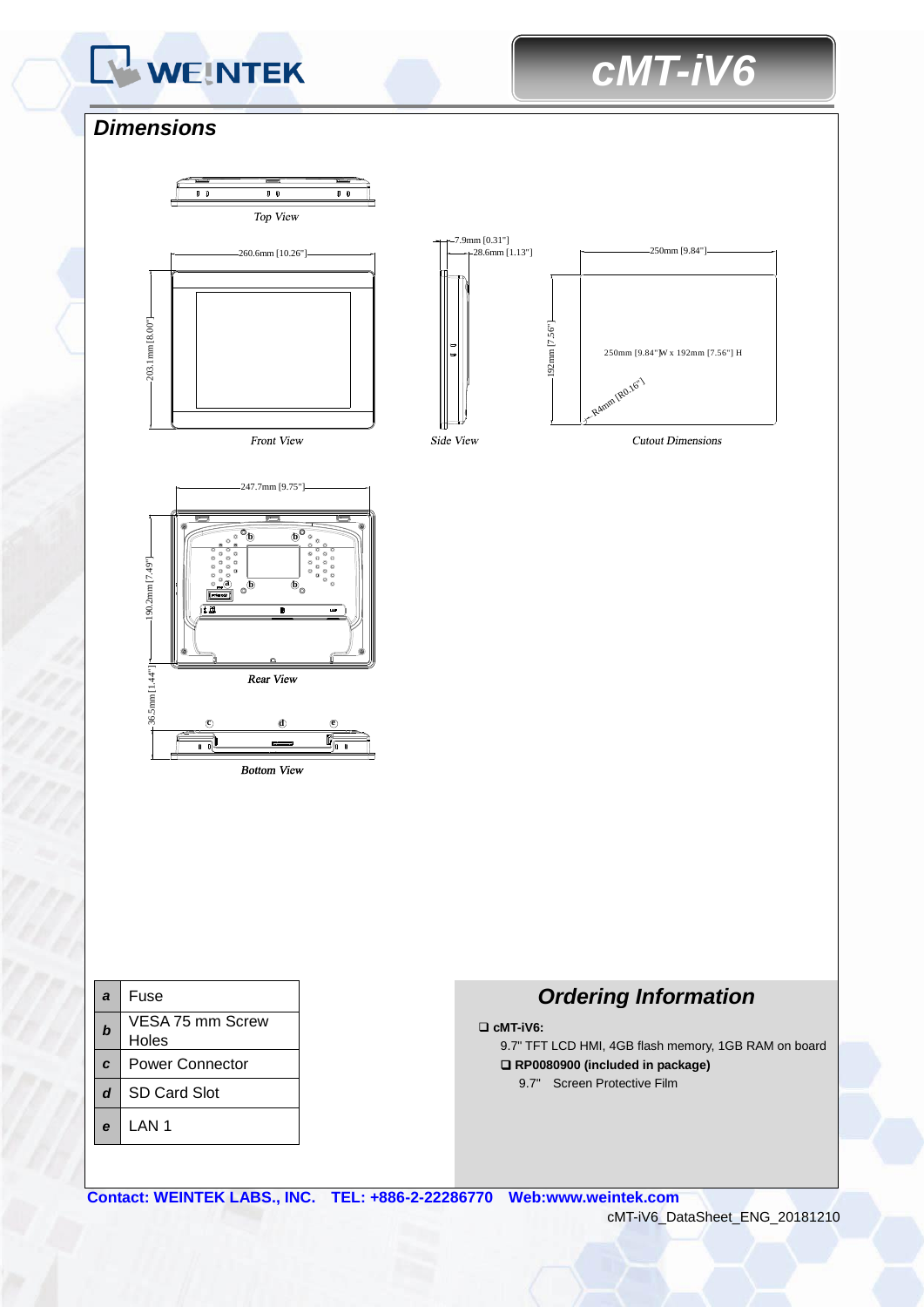## Dimensions

Top View

260.6mm [10.26"]

203.1mm [8.00"]

Front View

7.9mm [0.31"]

28.6mm [1.13"]

Side View

250mm [9.84"]

192mm [7.56"]

250mm [9.84"] W x 192mm [7.56"] H

R4mm [R0.16"]

Cutout Dimensions

247.7mm [9.75"]

190.2mm [7.49"]

Rear View

36.5mm [1.44"]

Bottom View

| | |
|---|---|
| ***a*** | Fuse |
| ***b*** | VESA 75 mm Screw Holes |
| ***c*** | Power Connector |
| ***d*** | SD Card Slot |
| ***e*** | LAN 1 |

## *Ordering Information*

- **cMT-iV6:**
  9.7" TFT LCD HMI, 4GB flash memory, 1GB RAM on board
  - **RP0080900 (included in package)**
    9.7" Screen Protective Film

**Contact: WEINTEK LABS., INC. TEL: +886-2-22286770 Web:www.weintek.com**

cMT-iV6_DataSheet_ENG_20181210